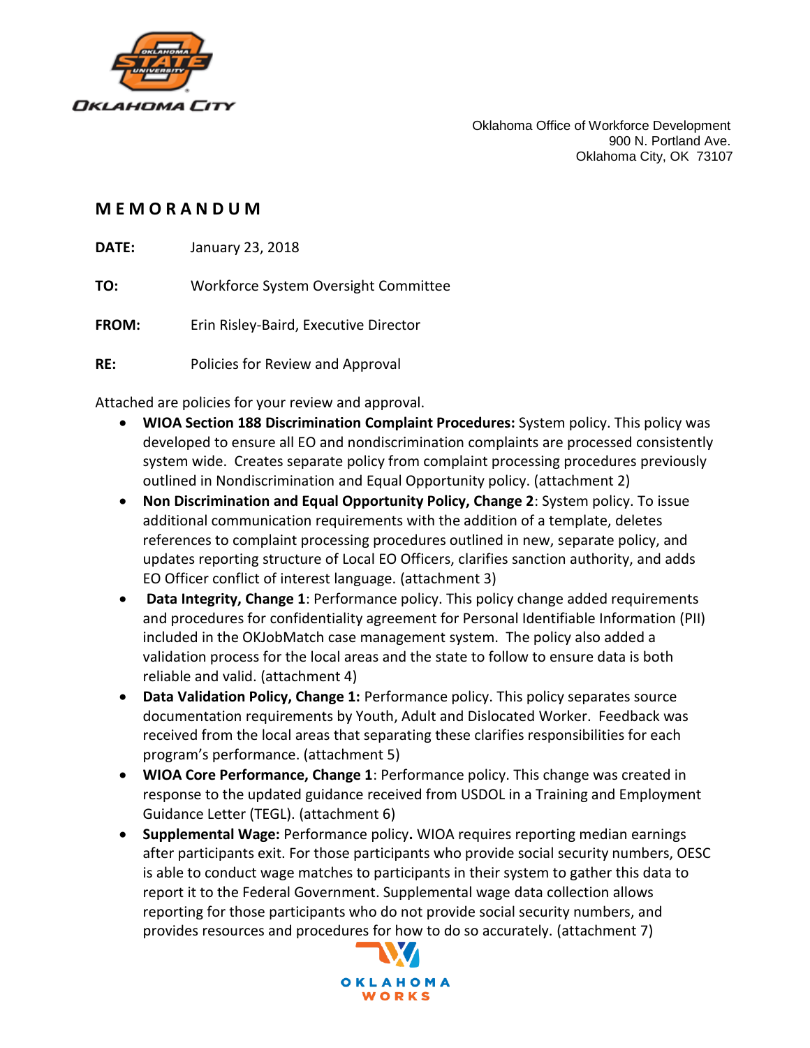Oklahoma Office of Workforce Development
900 N. Portland Ave.
Oklahoma City, OK 73107

# MEMORANDUM

**DATE:** January 23, 2018

**TO:** Workforce System Oversight Committee

**FROM:** Erin Risley-Baird, Executive Director

**RE:** Policies for Review and Approval

Attached are policies for your review and approval.

- **WIOA Section 188 Discrimination Complaint Procedures:** System policy. This policy was developed to ensure all EO and nondiscrimination complaints are processed consistently system wide. Creates separate policy from complaint processing procedures previously outlined in Nondiscrimination and Equal Opportunity policy. (attachment 2)
- **Non Discrimination and Equal Opportunity Policy, Change 2**: System policy. To issue additional communication requirements with the addition of a template, deletes references to complaint processing procedures outlined in new, separate policy, and updates reporting structure of Local EO Officers, clarifies sanction authority, and adds EO Officer conflict of interest language. (attachment 3)
- **Data Integrity, Change 1**: Performance policy. This policy change added requirements and procedures for confidentiality agreement for Personal Identifiable Information (PII) included in the OKJobMatch case management system. The policy also added a validation process for the local areas and the state to follow to ensure data is both reliable and valid. (attachment 4)
- **Data Validation Policy, Change 1:** Performance policy. This policy separates source documentation requirements by Youth, Adult and Dislocated Worker. Feedback was received from the local areas that separating these clarifies responsibilities for each program's performance. (attachment 5)
- **WIOA Core Performance, Change 1**: Performance policy. This change was created in response to the updated guidance received from USDOL in a Training and Employment Guidance Letter (TEGL). (attachment 6)
- **Supplemental Wage:** Performance policy**.** WIOA requires reporting median earnings after participants exit. For those participants who provide social security numbers, OESC is able to conduct wage matches to participants in their system to gather this data to report it to the Federal Government. Supplemental wage data collection allows reporting for those participants who do not provide social security numbers, and provides resources and procedures for how to do so accurately. (attachment 7)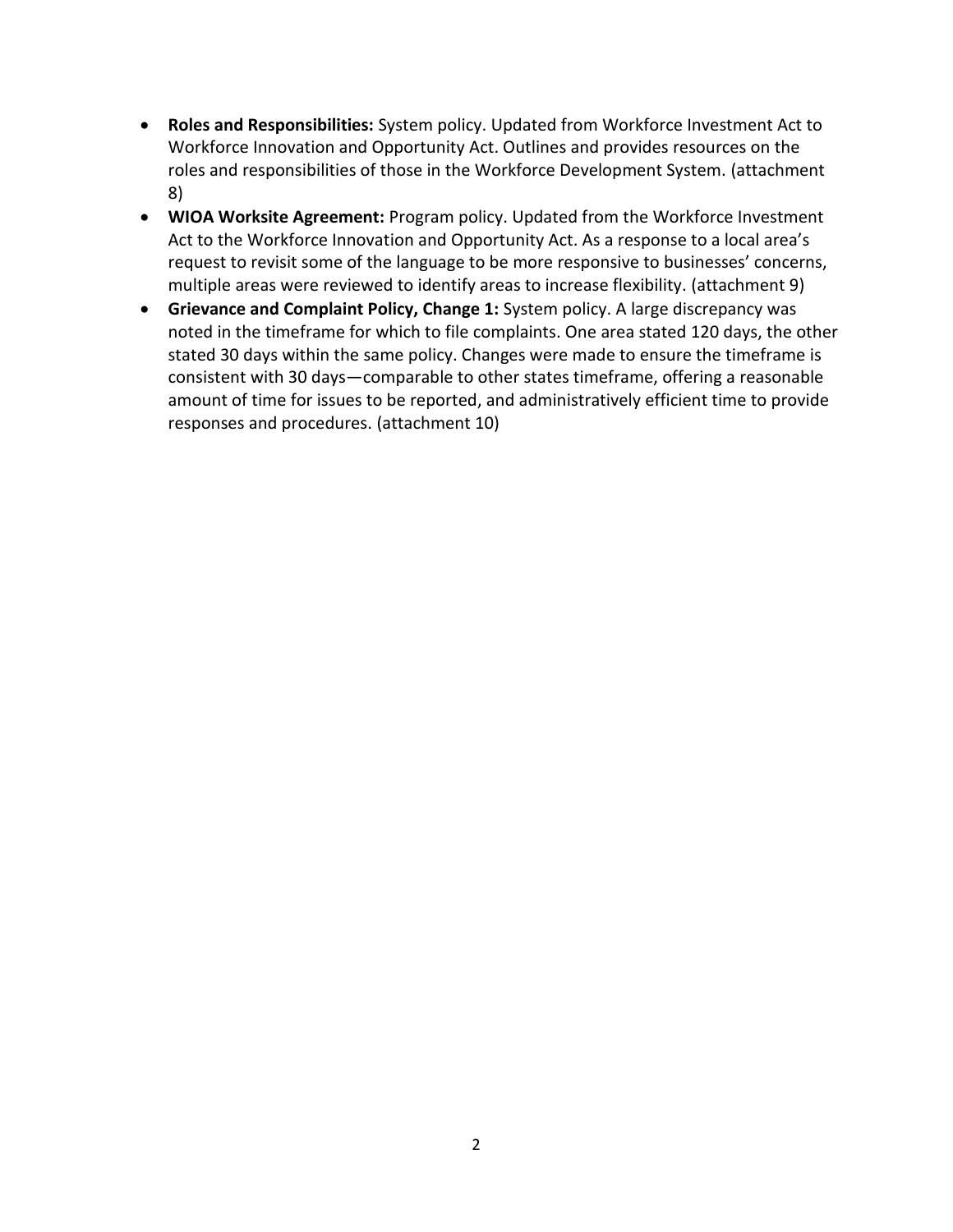- **Roles and Responsibilities:** System policy. Updated from Workforce Investment Act to Workforce Innovation and Opportunity Act. Outlines and provides resources on the roles and responsibilities of those in the Workforce Development System. (attachment 8)
- **WIOA Worksite Agreement:** Program policy. Updated from the Workforce Investment Act to the Workforce Innovation and Opportunity Act. As a response to a local area's request to revisit some of the language to be more responsive to businesses' concerns, multiple areas were reviewed to identify areas to increase flexibility. (attachment 9)
- **Grievance and Complaint Policy, Change 1:** System policy. A large discrepancy was noted in the timeframe for which to file complaints. One area stated 120 days, the other stated 30 days within the same policy. Changes were made to ensure the timeframe is consistent with 30 days—comparable to other states timeframe, offering a reasonable amount of time for issues to be reported, and administratively efficient time to provide responses and procedures. (attachment 10)